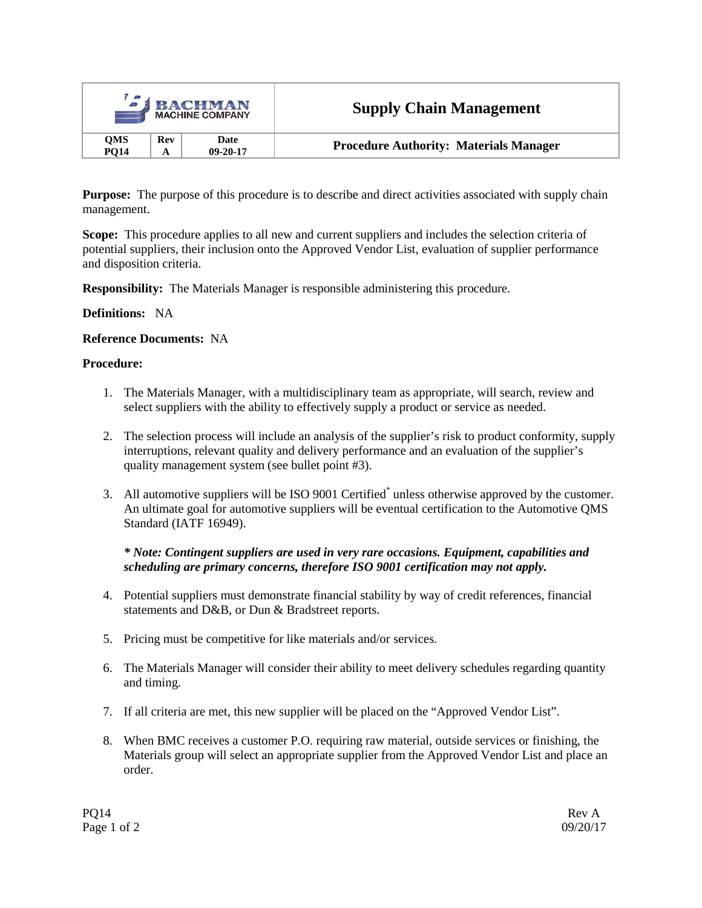| BACHMAN MACHINE COMPANY | | | Supply Chain Management |
| --- | --- | --- | --- |
| **QMS PQ14** | **Rev A** | **Date 09-20-17** | **Procedure Authority: Materials Manager** |

**Purpose:** The purpose of this procedure is to describe and direct activities associated with supply chain management.

**Scope:** This procedure applies to all new and current suppliers and includes the selection criteria of potential suppliers, their inclusion onto the Approved Vendor List, evaluation of supplier performance and disposition criteria.

**Responsibility:** The Materials Manager is responsible administering this procedure.

**Definitions:** NA

**Reference Documents:** NA

**Procedure:**

1. The Materials Manager, with a multidisciplinary team as appropriate, will search, review and select suppliers with the ability to effectively supply a product or service as needed.

2. The selection process will include an analysis of the supplier's risk to product conformity, supply interruptions, relevant quality and delivery performance and an evaluation of the supplier's quality management system (see bullet point #3).

3. All automotive suppliers will be ISO 9001 Certified* unless otherwise approved by the customer. An ultimate goal for automotive suppliers will be eventual certification to the Automotive QMS Standard (IATF 16949).

   ***\* Note: Contingent suppliers are used in very rare occasions. Equipment, capabilities and scheduling are primary concerns, therefore ISO 9001 certification may not apply.***

4. Potential suppliers must demonstrate financial stability by way of credit references, financial statements and D&B, or Dun & Bradstreet reports.

5. Pricing must be competitive for like materials and/or services.

6. The Materials Manager will consider their ability to meet delivery schedules regarding quantity and timing.

7. If all criteria are met, this new supplier will be placed on the "Approved Vendor List".

8. When BMC receives a customer P.O. requiring raw material, outside services or finishing, the Materials group will select an appropriate supplier from the Approved Vendor List and place an order.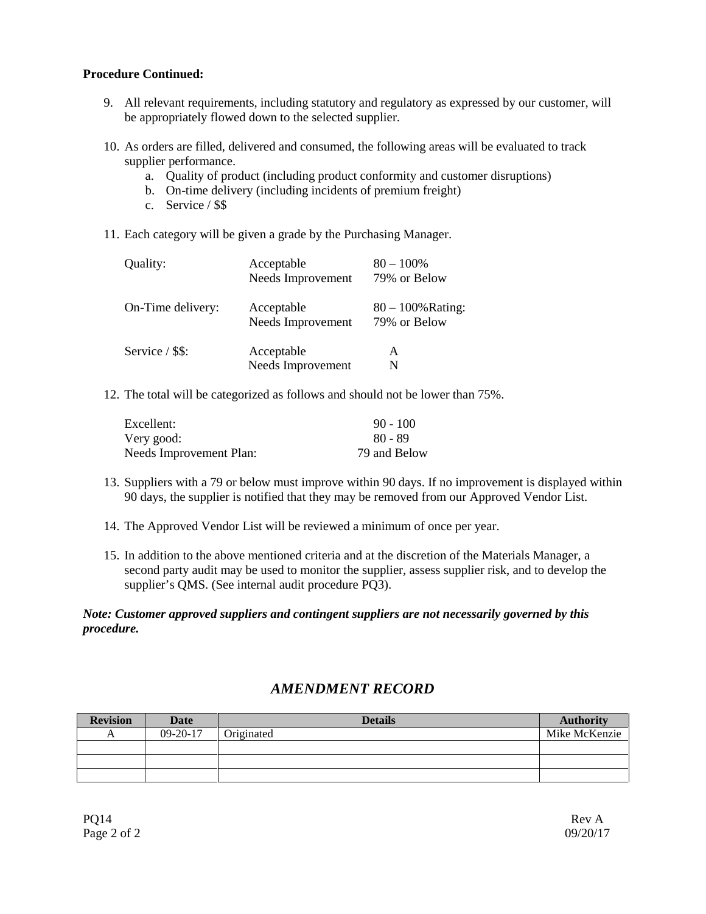**Procedure Continued:**

9. All relevant requirements, including statutory and regulatory as expressed by our customer, will be appropriately flowed down to the selected supplier.

10. As orders are filled, delivered and consumed, the following areas will be evaluated to track supplier performance.
    a. Quality of product (including product conformity and customer disruptions)
    b. On-time delivery (including incidents of premium freight)
    c. Service / $$

11. Each category will be given a grade by the Purchasing Manager.

| | | |
|---|---|---|
| Quality: | Acceptable | 80 – 100% |
| | Needs Improvement | 79% or Below |
| On-Time delivery: | Acceptable | 80 – 100%Rating: |
| | Needs Improvement | 79% or Below |
| Service / $$: | Acceptable | A |
| | Needs Improvement | N |

12. The total will be categorized as follows and should not be lower than 75%.

| | |
|---|---|
| Excellent: | 90 - 100 |
| Very good: | 80 - 89 |
| Needs Improvement Plan: | 79 and Below |

13. Suppliers with a 79 or below must improve within 90 days. If no improvement is displayed within 90 days, the supplier is notified that they may be removed from our Approved Vendor List.

14. The Approved Vendor List will be reviewed a minimum of once per year.

15. In addition to the above mentioned criteria and at the discretion of the Materials Manager, a second party audit may be used to monitor the supplier, assess supplier risk, and to develop the supplier's QMS. (See internal audit procedure PQ3).

***Note: Customer approved suppliers and contingent suppliers are not necessarily governed by this procedure.***

## *AMENDMENT RECORD*

| Revision | Date | Details | Authority |
|---|---|---|---|
| A | 09-20-17 | Originated | Mike McKenzie |
| | | | |
| | | | |
| | | | |

PQ14 Rev A 09/20/17